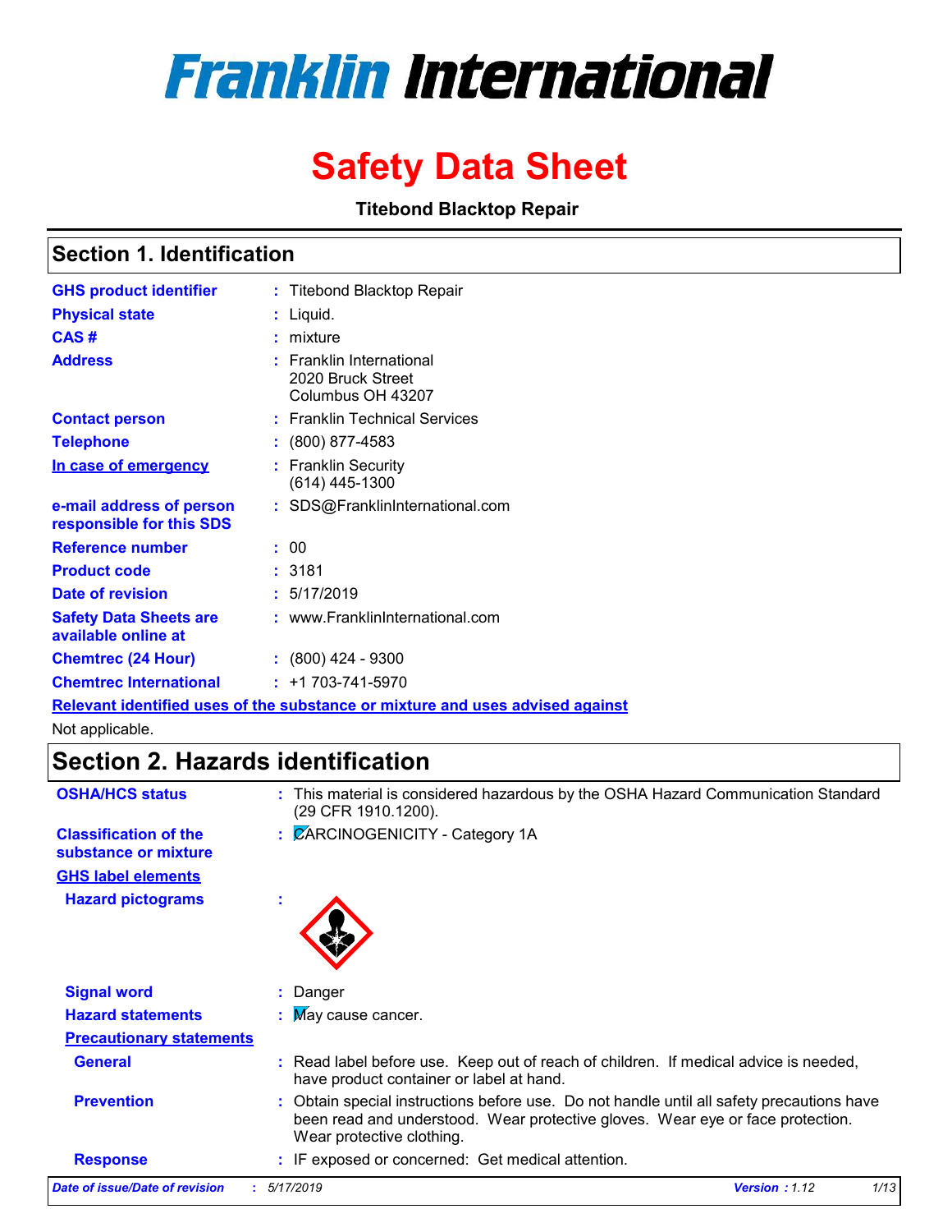# Franklin International

# Safety Data Sheet

**Titebond Blacktop Repair**

## Section 1. Identification

| | | |
|---|---|---|
| **GHS product identifier** | : | Titebond Blacktop Repair |
| **Physical state** | : | Liquid. |
| **CAS #** | : | mixture |
| **Address** | : | Franklin International<br>2020 Bruck Street<br>Columbus OH 43207 |
| **Contact person** | : | Franklin Technical Services |
| **Telephone** | : | (800) 877-4583 |
| **In case of emergency** | : | Franklin Security<br>(614) 445-1300 |
| **e-mail address of person responsible for this SDS** | : | SDS@FranklinInternational.com |
| **Reference number** | : | 00 |
| **Product code** | : | 3181 |
| **Date of revision** | : | 5/17/2019 |
| **Safety Data Sheets are available online at** | : | www.FranklinInternational.com |
| **Chemtrec (24 Hour)** | : | (800) 424 - 9300 |
| **Chemtrec International** | : | +1 703-741-5970 |

**Relevant identified uses of the substance or mixture and uses advised against**

Not applicable.

## Section 2. Hazards identification

| | | |
|---|---|---|
| **OSHA/HCS status** | : | This material is considered hazardous by the OSHA Hazard Communication Standard (29 CFR 1910.1200). |
| **Classification of the substance or mixture** | : | CARCINOGENICITY - Category 1A |

**GHS label elements**

| | | |
|---|---|---|
| **Hazard pictograms** | : | |
| **Signal word** | : | Danger |
| **Hazard statements** | : | May cause cancer. |

**Precautionary statements**

| | | |
|---|---|---|
| **General** | : | Read label before use. Keep out of reach of children. If medical advice is needed, have product container or label at hand. |
| **Prevention** | : | Obtain special instructions before use. Do not handle until all safety precautions have been read and understood. Wear protective gloves. Wear eye or face protection. Wear protective clothing. |
| **Response** | : | IF exposed or concerned: Get medical attention. |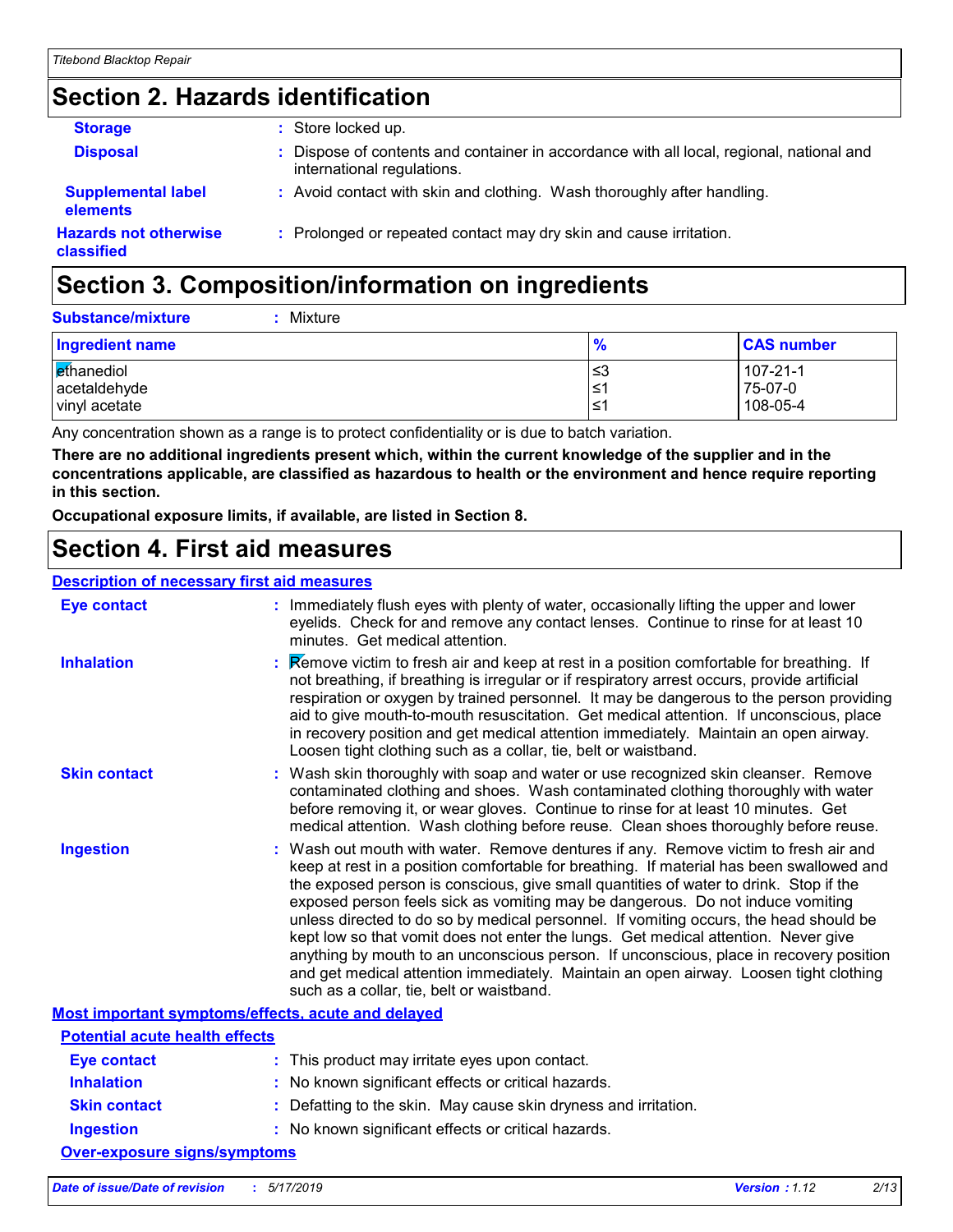# Section 2. Hazards identification

**Storage** : Store locked up.

**Disposal** : Dispose of contents and container in accordance with all local, regional, national and international regulations.

**Supplemental label elements** : Avoid contact with skin and clothing. Wash thoroughly after handling.

**Hazards not otherwise classified** : Prolonged or repeated contact may dry skin and cause irritation.

# Section 3. Composition/information on ingredients

**Substance/mixture** : Mixture

| Ingredient name | % | CAS number |
|---|---|---|
| ethanediol | ≤3 | 107-21-1 |
| acetaldehyde | ≤1 | 75-07-0 |
| vinyl acetate | ≤1 | 108-05-4 |

Any concentration shown as a range is to protect confidentiality or is due to batch variation.

**There are no additional ingredients present which, within the current knowledge of the supplier and in the concentrations applicable, are classified as hazardous to health or the environment and hence require reporting in this section.**

**Occupational exposure limits, if available, are listed in Section 8.**

# Section 4. First aid measures

## Description of necessary first aid measures

**Eye contact** : Immediately flush eyes with plenty of water, occasionally lifting the upper and lower eyelids. Check for and remove any contact lenses. Continue to rinse for at least 10 minutes. Get medical attention.

**Inhalation** : Remove victim to fresh air and keep at rest in a position comfortable for breathing. If not breathing, if breathing is irregular or if respiratory arrest occurs, provide artificial respiration or oxygen by trained personnel. It may be dangerous to the person providing aid to give mouth-to-mouth resuscitation. Get medical attention. If unconscious, place in recovery position and get medical attention immediately. Maintain an open airway. Loosen tight clothing such as a collar, tie, belt or waistband.

**Skin contact** : Wash skin thoroughly with soap and water or use recognized skin cleanser. Remove contaminated clothing and shoes. Wash contaminated clothing thoroughly with water before removing it, or wear gloves. Continue to rinse for at least 10 minutes. Get medical attention. Wash clothing before reuse. Clean shoes thoroughly before reuse.

**Ingestion** : Wash out mouth with water. Remove dentures if any. Remove victim to fresh air and keep at rest in a position comfortable for breathing. If material has been swallowed and the exposed person is conscious, give small quantities of water to drink. Stop if the exposed person feels sick as vomiting may be dangerous. Do not induce vomiting unless directed to do so by medical personnel. If vomiting occurs, the head should be kept low so that vomit does not enter the lungs. Get medical attention. Never give anything by mouth to an unconscious person. If unconscious, place in recovery position and get medical attention immediately. Maintain an open airway. Loosen tight clothing such as a collar, tie, belt or waistband.

## Most important symptoms/effects, acute and delayed

### Potential acute health effects

**Eye contact** : This product may irritate eyes upon contact.

**Inhalation** : No known significant effects or critical hazards.

**Skin contact** : Defatting to the skin. May cause skin dryness and irritation.

**Ingestion** : No known significant effects or critical hazards.

### Over-exposure signs/symptoms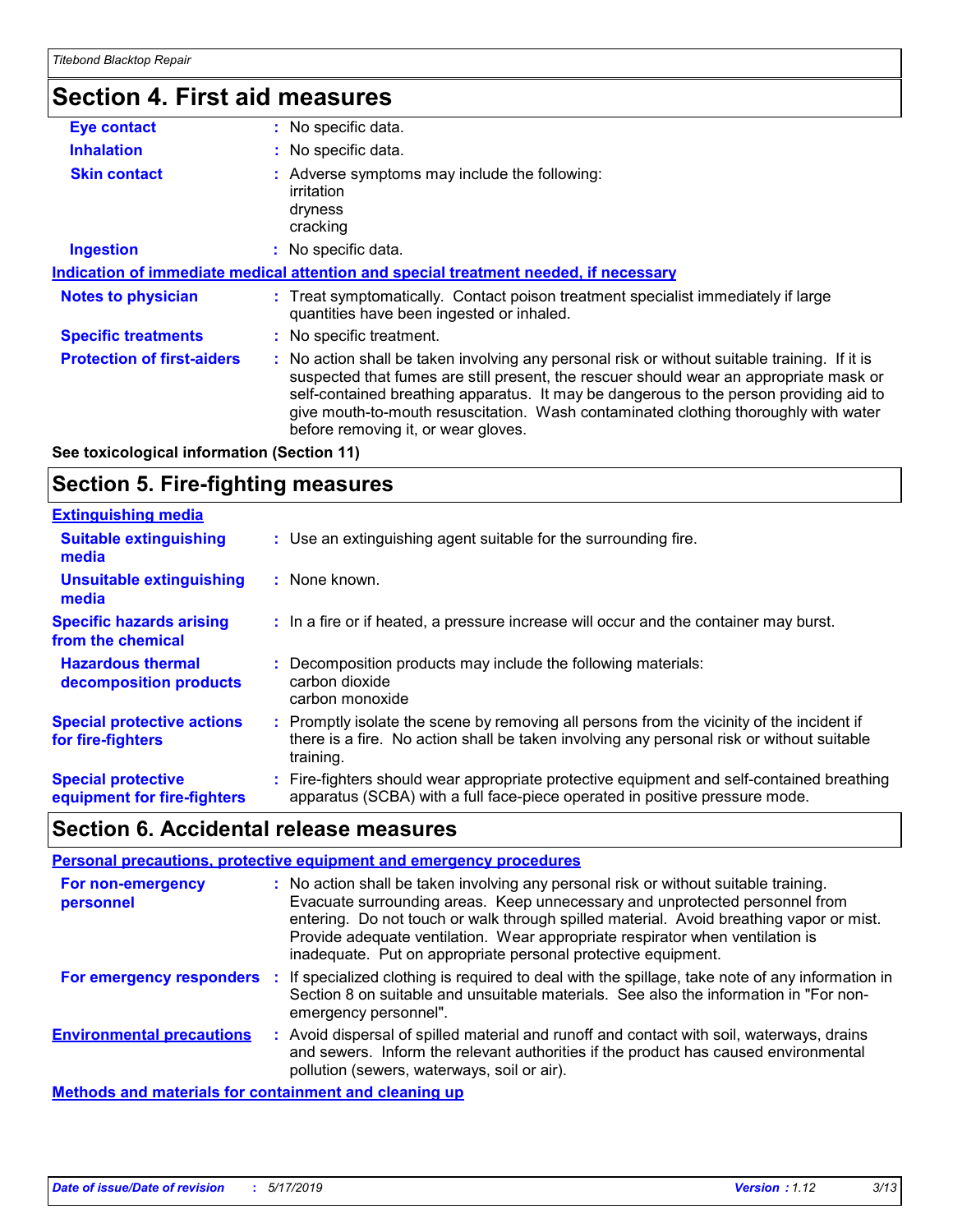## Section 4. First aid measures

**Eye contact** : No specific data.

**Inhalation** : No specific data.

**Skin contact** : Adverse symptoms may include the following:
irritation
dryness
cracking

**Ingestion** : No specific data.

**Indication of immediate medical attention and special treatment needed, if necessary**

**Notes to physician** : Treat symptomatically. Contact poison treatment specialist immediately if large quantities have been ingested or inhaled.

**Specific treatments** : No specific treatment.

**Protection of first-aiders** : No action shall be taken involving any personal risk or without suitable training. If it is suspected that fumes are still present, the rescuer should wear an appropriate mask or self-contained breathing apparatus. It may be dangerous to the person providing aid to give mouth-to-mouth resuscitation. Wash contaminated clothing thoroughly with water before removing it, or wear gloves.

**See toxicological information (Section 11)**

## Section 5. Fire-fighting measures

**Extinguishing media**

**Suitable extinguishing media** : Use an extinguishing agent suitable for the surrounding fire.

**Unsuitable extinguishing media** : None known.

**Specific hazards arising from the chemical** : In a fire or if heated, a pressure increase will occur and the container may burst.

**Hazardous thermal decomposition products** : Decomposition products may include the following materials:
carbon dioxide
carbon monoxide

**Special protective actions for fire-fighters** : Promptly isolate the scene by removing all persons from the vicinity of the incident if there is a fire. No action shall be taken involving any personal risk or without suitable training.

**Special protective equipment for fire-fighters** : Fire-fighters should wear appropriate protective equipment and self-contained breathing apparatus (SCBA) with a full face-piece operated in positive pressure mode.

## Section 6. Accidental release measures

**Personal precautions, protective equipment and emergency procedures**

**For non-emergency personnel** : No action shall be taken involving any personal risk or without suitable training. Evacuate surrounding areas. Keep unnecessary and unprotected personnel from entering. Do not touch or walk through spilled material. Avoid breathing vapor or mist. Provide adequate ventilation. Wear appropriate respirator when ventilation is inadequate. Put on appropriate personal protective equipment.

**For emergency responders** : If specialized clothing is required to deal with the spillage, take note of any information in Section 8 on suitable and unsuitable materials. See also the information in "For non-emergency personnel".

**Environmental precautions** : Avoid dispersal of spilled material and runoff and contact with soil, waterways, drains and sewers. Inform the relevant authorities if the product has caused environmental pollution (sewers, waterways, soil or air).

**Methods and materials for containment and cleaning up**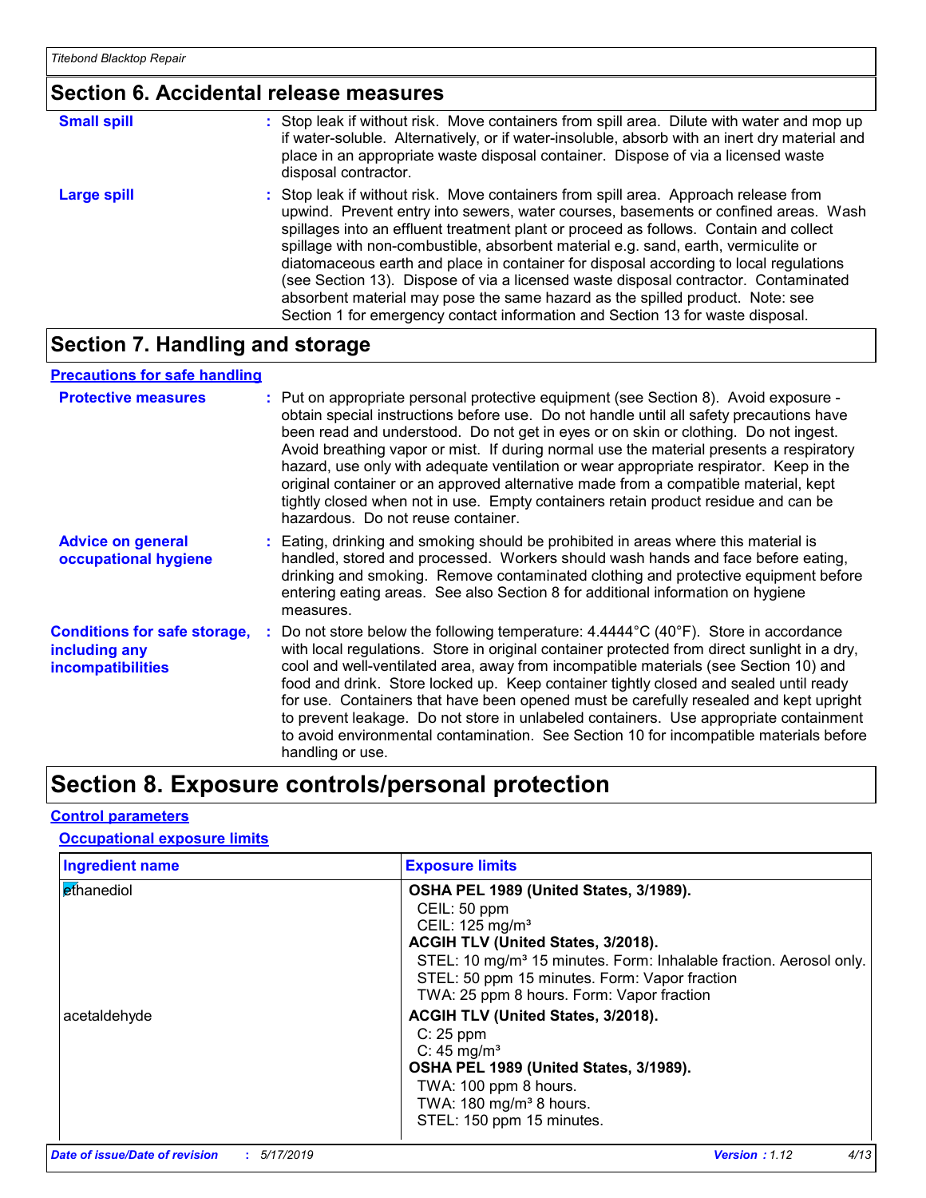## Section 6. Accidental release measures

**Small spill** : Stop leak if without risk. Move containers from spill area. Dilute with water and mop up if water-soluble. Alternatively, or if water-insoluble, absorb with an inert dry material and place in an appropriate waste disposal container. Dispose of via a licensed waste disposal contractor.

**Large spill** : Stop leak if without risk. Move containers from spill area. Approach release from upwind. Prevent entry into sewers, water courses, basements or confined areas. Wash spillages into an effluent treatment plant or proceed as follows. Contain and collect spillage with non-combustible, absorbent material e.g. sand, earth, vermiculite or diatomaceous earth and place in container for disposal according to local regulations (see Section 13). Dispose of via a licensed waste disposal contractor. Contaminated absorbent material may pose the same hazard as the spilled product. Note: see Section 1 for emergency contact information and Section 13 for waste disposal.

## Section 7. Handling and storage

### Precautions for safe handling

**Protective measures** : Put on appropriate personal protective equipment (see Section 8). Avoid exposure - obtain special instructions before use. Do not handle until all safety precautions have been read and understood. Do not get in eyes or on skin or clothing. Do not ingest. Avoid breathing vapor or mist. If during normal use the material presents a respiratory hazard, use only with adequate ventilation or wear appropriate respirator. Keep in the original container or an approved alternative made from a compatible material, kept tightly closed when not in use. Empty containers retain product residue and can be hazardous. Do not reuse container.

**Advice on general occupational hygiene** : Eating, drinking and smoking should be prohibited in areas where this material is handled, stored and processed. Workers should wash hands and face before eating, drinking and smoking. Remove contaminated clothing and protective equipment before entering eating areas. See also Section 8 for additional information on hygiene measures.

**Conditions for safe storage, including any incompatibilities** : Do not store below the following temperature: 4.4444°C (40°F). Store in accordance with local regulations. Store in original container protected from direct sunlight in a dry, cool and well-ventilated area, away from incompatible materials (see Section 10) and food and drink. Store locked up. Keep container tightly closed and sealed until ready for use. Containers that have been opened must be carefully resealed and kept upright to prevent leakage. Do not store in unlabeled containers. Use appropriate containment to avoid environmental contamination. See Section 10 for incompatible materials before handling or use.

## Section 8. Exposure controls/personal protection

### Control parameters

#### Occupational exposure limits

| Ingredient name | Exposure limits |
|---|---|
| ethanediol | **OSHA PEL 1989 (United States, 3/1989).**<br>CEIL: 50 ppm<br>CEIL: 125 mg/m³<br>**ACGIH TLV (United States, 3/2018).**<br>STEL: 10 mg/m³ 15 minutes. Form: Inhalable fraction. Aerosol only.<br>STEL: 50 ppm 15 minutes. Form: Vapor fraction<br>TWA: 25 ppm 8 hours. Form: Vapor fraction |
| acetaldehyde | **ACGIH TLV (United States, 3/2018).**<br>C: 25 ppm<br>C: 45 mg/m³<br>**OSHA PEL 1989 (United States, 3/1989).**<br>TWA: 100 ppm 8 hours.<br>TWA: 180 mg/m³ 8 hours.<br>STEL: 150 ppm 15 minutes. |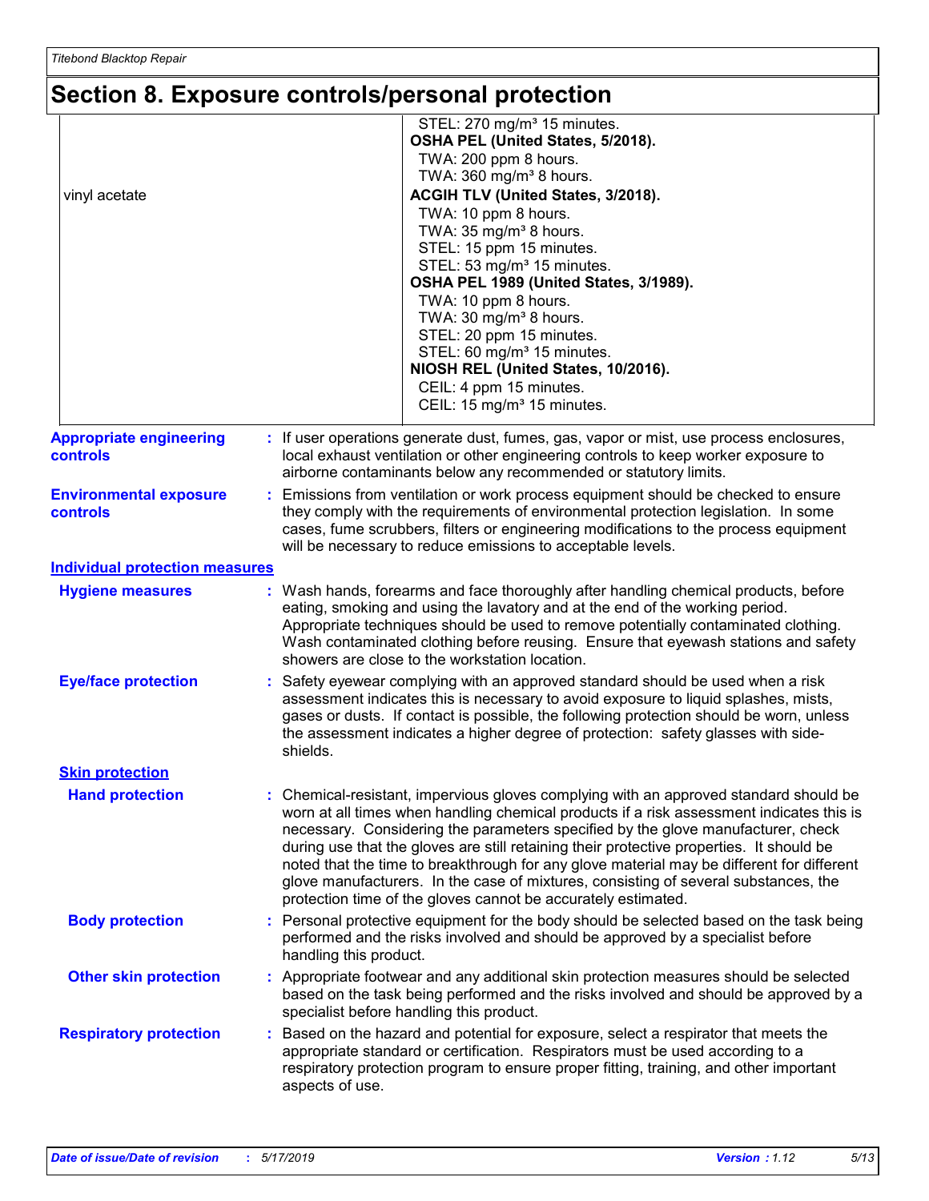## Section 8. Exposure controls/personal protection

| | |
|---|---|
| | STEL: 270 mg/m³ 15 minutes.<br>**OSHA PEL (United States, 5/2018).**<br>TWA: 200 ppm 8 hours.<br>TWA: 360 mg/m³ 8 hours. |
| vinyl acetate | **ACGIH TLV (United States, 3/2018).**<br>TWA: 10 ppm 8 hours.<br>TWA: 35 mg/m³ 8 hours.<br>STEL: 15 ppm 15 minutes.<br>STEL: 53 mg/m³ 15 minutes.<br>**OSHA PEL 1989 (United States, 3/1989).**<br>TWA: 10 ppm 8 hours.<br>TWA: 30 mg/m³ 8 hours.<br>STEL: 20 ppm 15 minutes.<br>STEL: 60 mg/m³ 15 minutes.<br>**NIOSH REL (United States, 10/2016).**<br>CEIL: 4 ppm 15 minutes.<br>CEIL: 15 mg/m³ 15 minutes. |

**Appropriate engineering controls** : If user operations generate dust, fumes, gas, vapor or mist, use process enclosures, local exhaust ventilation or other engineering controls to keep worker exposure to airborne contaminants below any recommended or statutory limits.

**Environmental exposure controls** : Emissions from ventilation or work process equipment should be checked to ensure they comply with the requirements of environmental protection legislation. In some cases, fume scrubbers, filters or engineering modifications to the process equipment will be necessary to reduce emissions to acceptable levels.

### Individual protection measures

**Hygiene measures** : Wash hands, forearms and face thoroughly after handling chemical products, before eating, smoking and using the lavatory and at the end of the working period. Appropriate techniques should be used to remove potentially contaminated clothing. Wash contaminated clothing before reusing. Ensure that eyewash stations and safety showers are close to the workstation location.

**Eye/face protection** : Safety eyewear complying with an approved standard should be used when a risk assessment indicates this is necessary to avoid exposure to liquid splashes, mists, gases or dusts. If contact is possible, the following protection should be worn, unless the assessment indicates a higher degree of protection: safety glasses with side-shields.

#### Skin protection

**Hand protection** : Chemical-resistant, impervious gloves complying with an approved standard should be worn at all times when handling chemical products if a risk assessment indicates this is necessary. Considering the parameters specified by the glove manufacturer, check during use that the gloves are still retaining their protective properties. It should be noted that the time to breakthrough for any glove material may be different for different glove manufacturers. In the case of mixtures, consisting of several substances, the protection time of the gloves cannot be accurately estimated.

**Body protection** : Personal protective equipment for the body should be selected based on the task being performed and the risks involved and should be approved by a specialist before handling this product.

**Other skin protection** : Appropriate footwear and any additional skin protection measures should be selected based on the task being performed and the risks involved and should be approved by a specialist before handling this product.

**Respiratory protection** : Based on the hazard and potential for exposure, select a respirator that meets the appropriate standard or certification. Respirators must be used according to a respiratory protection program to ensure proper fitting, training, and other important aspects of use.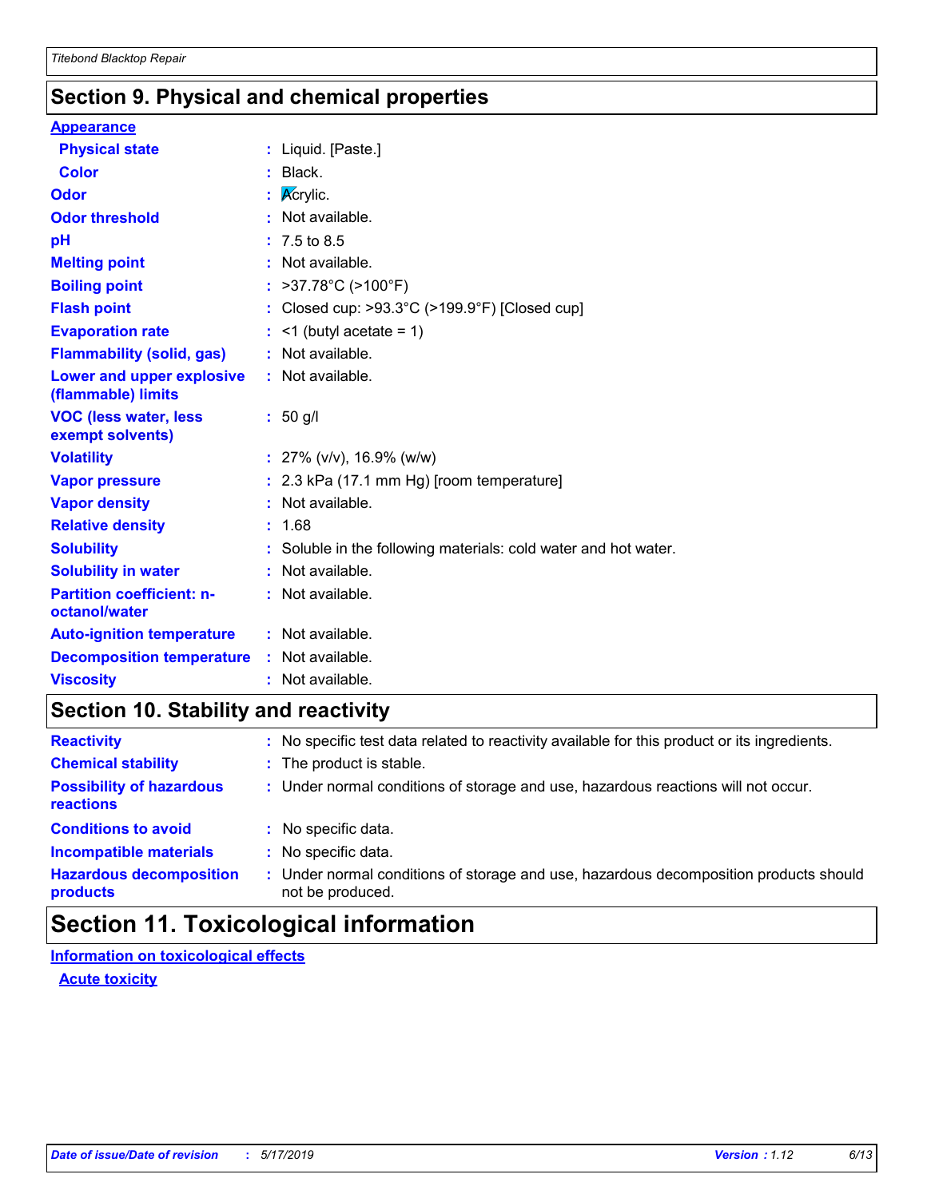## Section 9. Physical and chemical properties

**Appearance**

| | | |
|---|---|---|
| **Physical state** | : | Liquid. [Paste.] |
| **Color** | : | Black. |
| **Odor** | : | Acrylic. |
| **Odor threshold** | : | Not available. |
| **pH** | : | 7.5 to 8.5 |
| **Melting point** | : | Not available. |
| **Boiling point** | : | >37.78°C (>100°F) |
| **Flash point** | : | Closed cup: >93.3°C (>199.9°F) [Closed cup] |
| **Evaporation rate** | : | <1 (butyl acetate = 1) |
| **Flammability (solid, gas)** | : | Not available. |
| **Lower and upper explosive (flammable) limits** | : | Not available. |
| **VOC (less water, less exempt solvents)** | : | 50 g/l |
| **Volatility** | : | 27% (v/v), 16.9% (w/w) |
| **Vapor pressure** | : | 2.3 kPa (17.1 mm Hg) [room temperature] |
| **Vapor density** | : | Not available. |
| **Relative density** | : | 1.68 |
| **Solubility** | : | Soluble in the following materials: cold water and hot water. |
| **Solubility in water** | : | Not available. |
| **Partition coefficient: n-octanol/water** | : | Not available. |
| **Auto-ignition temperature** | : | Not available. |
| **Decomposition temperature** | : | Not available. |
| **Viscosity** | : | Not available. |

## Section 10. Stability and reactivity

| | | |
|---|---|---|
| **Reactivity** | : | No specific test data related to reactivity available for this product or its ingredients. |
| **Chemical stability** | : | The product is stable. |
| **Possibility of hazardous reactions** | : | Under normal conditions of storage and use, hazardous reactions will not occur. |
| **Conditions to avoid** | : | No specific data. |
| **Incompatible materials** | : | No specific data. |
| **Hazardous decomposition products** | : | Under normal conditions of storage and use, hazardous decomposition products should not be produced. |

## Section 11. Toxicological information

**Information on toxicological effects**

**Acute toxicity**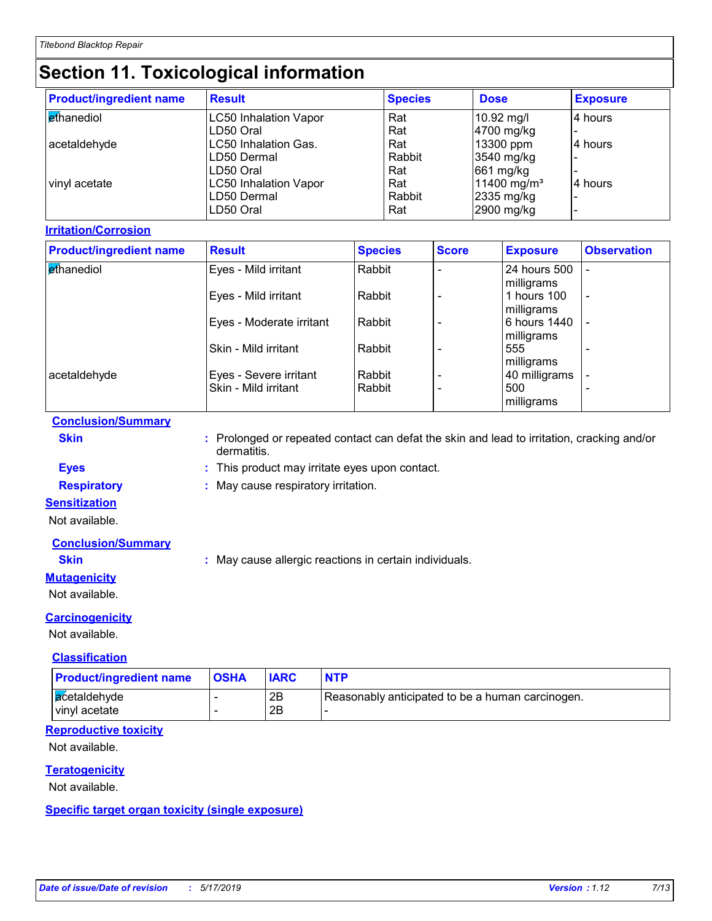# Section 11. Toxicological information

| Product/ingredient name | Result | Species | Dose | Exposure |
|---|---|---|---|---|
| ethanediol | LC50 Inhalation Vapor | Rat | 10.92 mg/l | 4 hours |
| | LD50 Oral | Rat | 4700 mg/kg | - |
| acetaldehyde | LC50 Inhalation Gas. | Rat | 13300 ppm | 4 hours |
| | LD50 Dermal | Rabbit | 3540 mg/kg | - |
| | LD50 Oral | Rat | 661 mg/kg | - |
| vinyl acetate | LC50 Inhalation Vapor | Rat | 11400 mg/m³ | 4 hours |
| | LD50 Dermal | Rabbit | 2335 mg/kg | - |
| | LD50 Oral | Rat | 2900 mg/kg | - |

**Irritation/Corrosion**

| Product/ingredient name | Result | Species | Score | Exposure | Observation |
|---|---|---|---|---|---|
| ethanediol | Eyes - Mild irritant | Rabbit | - | 24 hours 500 milligrams | - |
| | Eyes - Mild irritant | Rabbit | - | 1 hours 100 milligrams | - |
| | Eyes - Moderate irritant | Rabbit | - | 6 hours 1440 milligrams | - |
| | Skin - Mild irritant | Rabbit | - | 555 milligrams | - |
| acetaldehyde | Eyes - Severe irritant | Rabbit | - | 40 milligrams | - |
| | Skin - Mild irritant | Rabbit | - | 500 milligrams | - |

**Conclusion/Summary**

**Skin** : Prolonged or repeated contact can defat the skin and lead to irritation, cracking and/or dermatitis.

**Eyes** : This product may irritate eyes upon contact.

**Respiratory** : May cause respiratory irritation.

**Sensitization**

Not available.

**Conclusion/Summary**

**Skin** : May cause allergic reactions in certain individuals.

**Mutagenicity**

Not available.

**Carcinogenicity**

Not available.

**Classification**

| Product/ingredient name | OSHA | IARC | NTP |
|---|---|---|---|
| acetaldehyde | - | 2B | Reasonably anticipated to be a human carcinogen. |
| vinyl acetate | - | 2B | - |

**Reproductive toxicity**

Not available.

**Teratogenicity**

Not available.

**Specific target organ toxicity (single exposure)**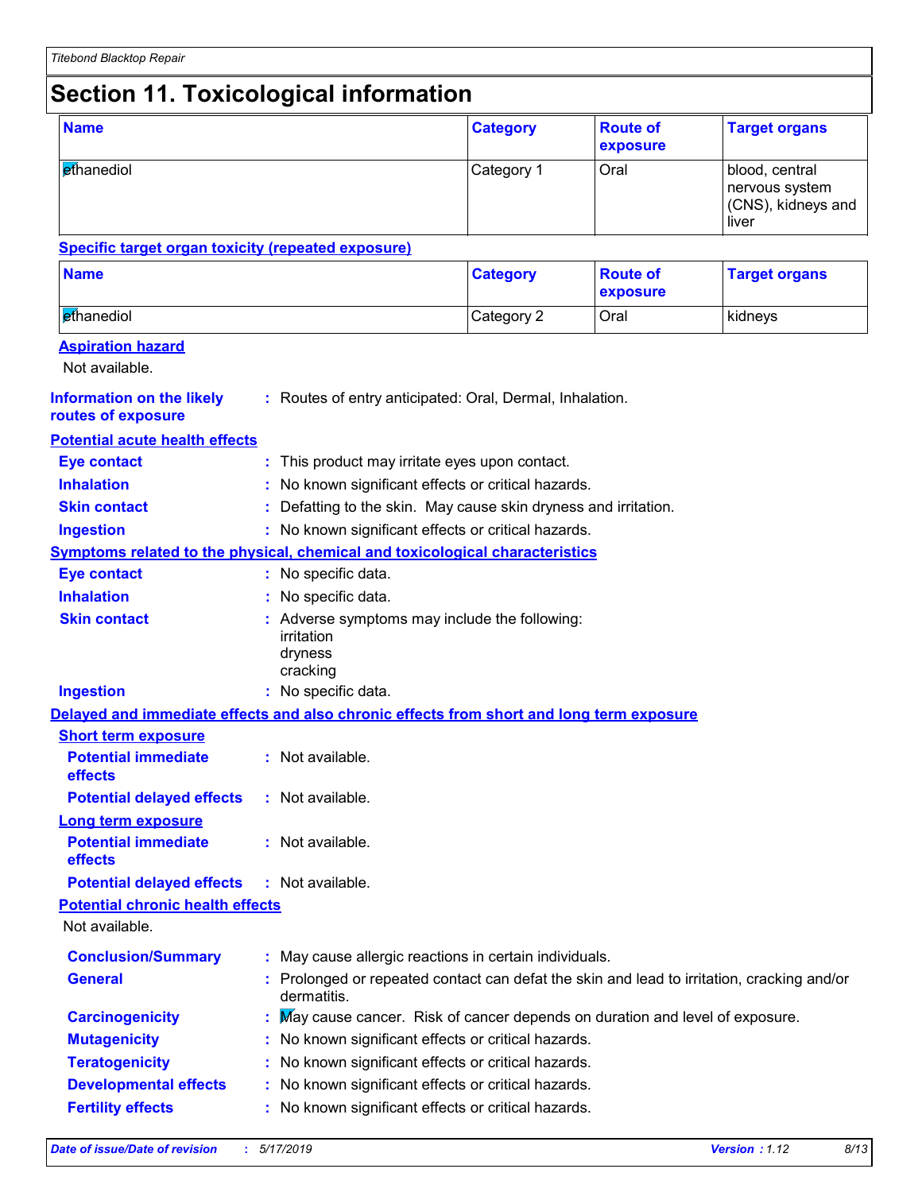# Section 11. Toxicological information

| Name | Category | Route of exposure | Target organs |
|---|---|---|---|
| ethanediol | Category 1 | Oral | blood, central nervous system (CNS), kidneys and liver |

**Specific target organ toxicity (repeated exposure)**

| Name | Category | Route of exposure | Target organs |
|---|---|---|---|
| ethanediol | Category 2 | Oral | kidneys |

**Aspiration hazard**

Not available.

**Information on the likely routes of exposure** : Routes of entry anticipated: Oral, Dermal, Inhalation.

**Potential acute health effects**

**Eye contact** : This product may irritate eyes upon contact.

**Inhalation** : No known significant effects or critical hazards.

**Skin contact** : Defatting to the skin. May cause skin dryness and irritation.

**Ingestion** : No known significant effects or critical hazards.

**Symptoms related to the physical, chemical and toxicological characteristics**

**Eye contact** : No specific data.

**Inhalation** : No specific data.

**Skin contact** : Adverse symptoms may include the following:
irritation
dryness
cracking

**Ingestion** : No specific data.

**Delayed and immediate effects and also chronic effects from short and long term exposure**

**Short term exposure**

**Potential immediate effects** : Not available.

**Potential delayed effects** : Not available.

**Long term exposure**

**Potential immediate effects** : Not available.

**Potential delayed effects** : Not available.

**Potential chronic health effects**

Not available.

**Conclusion/Summary** : May cause allergic reactions in certain individuals.

**General** : Prolonged or repeated contact can defat the skin and lead to irritation, cracking and/or dermatitis.

**Carcinogenicity** : May cause cancer. Risk of cancer depends on duration and level of exposure.

**Mutagenicity** : No known significant effects or critical hazards.

**Teratogenicity** : No known significant effects or critical hazards.

**Developmental effects** : No known significant effects or critical hazards.

**Fertility effects** : No known significant effects or critical hazards.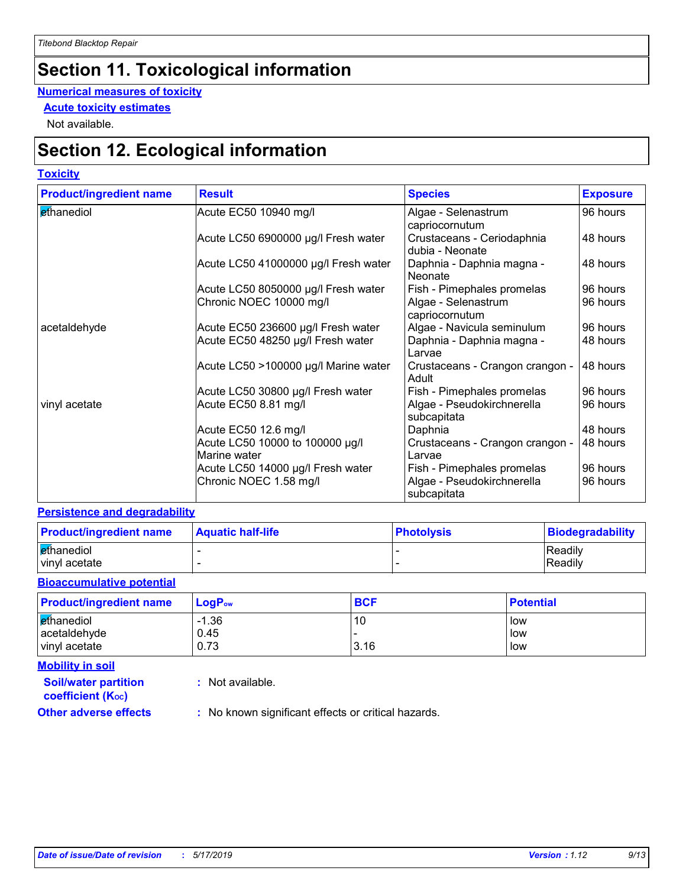# Section 11. Toxicological information

**Numerical measures of toxicity**

**Acute toxicity estimates**

Not available.

# Section 12. Ecological information

**Toxicity**

| Product/ingredient name | Result | Species | Exposure |
|---|---|---|---|
| ethanediol | Acute EC50 10940 mg/l | Algae - Selenastrum capriocornutum | 96 hours |
| | Acute LC50 6900000 µg/l Fresh water | Crustaceans - Ceriodaphnia dubia - Neonate | 48 hours |
| | Acute LC50 41000000 µg/l Fresh water | Daphnia - Daphnia magna - Neonate | 48 hours |
| | Acute LC50 8050000 µg/l Fresh water | Fish - Pimephales promelas | 96 hours |
| | Chronic NOEC 10000 mg/l | Algae - Selenastrum capriocornutum | 96 hours |
| acetaldehyde | Acute EC50 236600 µg/l Fresh water | Algae - Navicula seminulum | 96 hours |
| | Acute EC50 48250 µg/l Fresh water | Daphnia - Daphnia magna - Larvae | 48 hours |
| | Acute LC50 >100000 µg/l Marine water | Crustaceans - Crangon crangon - Adult | 48 hours |
| | Acute LC50 30800 µg/l Fresh water | Fish - Pimephales promelas | 96 hours |
| vinyl acetate | Acute EC50 8.81 mg/l | Algae - Pseudokirchnerella subcapitata | 96 hours |
| | Acute EC50 12.6 mg/l | Daphnia | 48 hours |
| | Acute LC50 10000 to 100000 µg/l Marine water | Crustaceans - Crangon crangon - Larvae | 48 hours |
| | Acute LC50 14000 µg/l Fresh water | Fish - Pimephales promelas | 96 hours |
| | Chronic NOEC 1.58 mg/l | Algae - Pseudokirchnerella subcapitata | 96 hours |

**Persistence and degradability**

| Product/ingredient name | Aquatic half-life | Photolysis | Biodegradability |
|---|---|---|---|
| ethanediol | - | - | Readily |
| vinyl acetate | - | - | Readily |

**Bioaccumulative potential**

| Product/ingredient name | $LogP_{ow}$ | BCF | Potential |
|---|---|---|---|
| ethanediol | -1.36 | 10 | low |
| acetaldehyde | 0.45 | - | low |
| vinyl acetate | 0.73 | 3.16 | low |

**Mobility in soil**

**Soil/water partition coefficient ($K_{OC}$)** : Not available.

**Other adverse effects** : No known significant effects or critical hazards.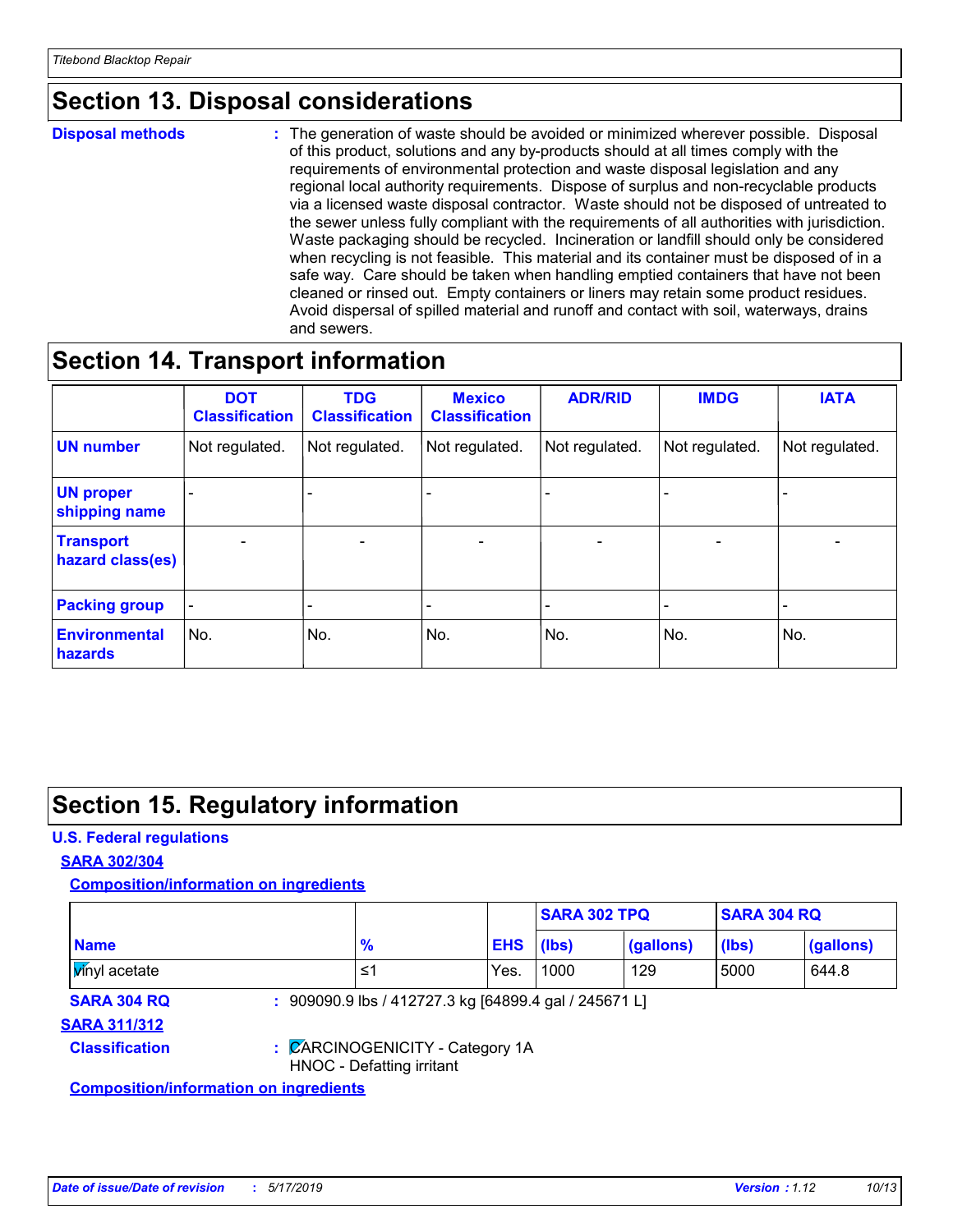## Section 13. Disposal considerations

**Disposal methods** : The generation of waste should be avoided or minimized wherever possible. Disposal of this product, solutions and any by-products should at all times comply with the requirements of environmental protection and waste disposal legislation and any regional local authority requirements. Dispose of surplus and non-recyclable products via a licensed waste disposal contractor. Waste should not be disposed of untreated to the sewer unless fully compliant with the requirements of all authorities with jurisdiction. Waste packaging should be recycled. Incineration or landfill should only be considered when recycling is not feasible. This material and its container must be disposed of in a safe way. Care should be taken when handling emptied containers that have not been cleaned or rinsed out. Empty containers or liners may retain some product residues. Avoid dispersal of spilled material and runoff and contact with soil, waterways, drains and sewers.

## Section 14. Transport information

| | DOT Classification | TDG Classification | Mexico Classification | ADR/RID | IMDG | IATA |
|---|---|---|---|---|---|---|
| **UN number** | Not regulated. | Not regulated. | Not regulated. | Not regulated. | Not regulated. | Not regulated. |
| **UN proper shipping name** | - | - | - | - | - | - |
| **Transport hazard class(es)** | - | - | - | - | - | - |
| **Packing group** | - | - | - | - | - | - |
| **Environmental hazards** | No. | No. | No. | No. | No. | No. |

## Section 15. Regulatory information

### U.S. Federal regulations

**SARA 302/304**

**Composition/information on ingredients**

| | | | SARA 302 TPQ | | SARA 304 RQ | |
|---|---|---|---|---|---|---|
| **Name** | **%** | **EHS** | **(lbs)** | **(gallons)** | **(lbs)** | **(gallons)** |
| vinyl acetate | ≤1 | Yes. | 1000 | 129 | 5000 | 644.8 |

**SARA 304 RQ** : 909090.9 lbs / 412727.3 kg [64899.4 gal / 245671 L]

**SARA 311/312**

**Classification** : CARCINOGENICITY - Category 1A
HNOC - Defatting irritant

**Composition/information on ingredients**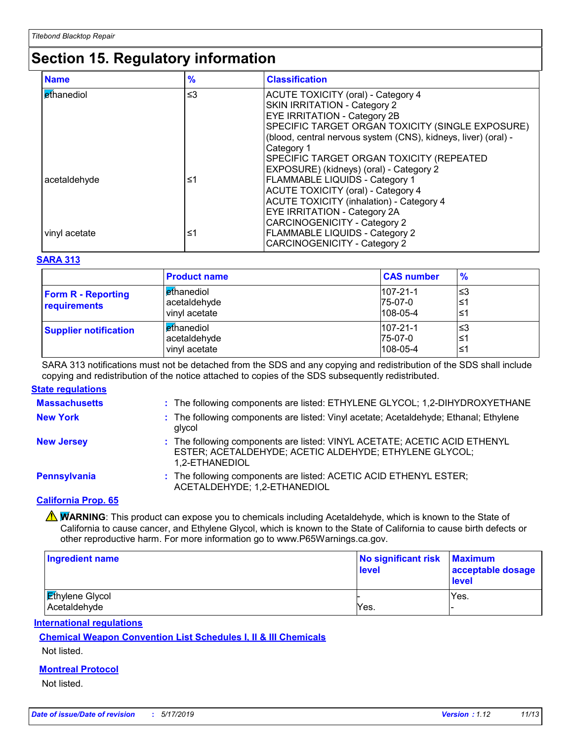# Section 15. Regulatory information

| Name | % | Classification |
|---|---|---|
| ethanediol | ≤3 | ACUTE TOXICITY (oral) - Category 4<br>SKIN IRRITATION - Category 2<br>EYE IRRITATION - Category 2B<br>SPECIFIC TARGET ORGAN TOXICITY (SINGLE EXPOSURE) (blood, central nervous system (CNS), kidneys, liver) (oral) - Category 1<br>SPECIFIC TARGET ORGAN TOXICITY (REPEATED EXPOSURE) (kidneys) (oral) - Category 2 |
| acetaldehyde | ≤1 | FLAMMABLE LIQUIDS - Category 1<br>ACUTE TOXICITY (oral) - Category 4<br>ACUTE TOXICITY (inhalation) - Category 4<br>EYE IRRITATION - Category 2A<br>CARCINOGENICITY - Category 2 |
| vinyl acetate | ≤1 | FLAMMABLE LIQUIDS - Category 2<br>CARCINOGENICITY - Category 2 |

**SARA 313**

| | Product name | CAS number | % |
|---|---|---|---|
| **Form R - Reporting requirements** | ethanediol<br>acetaldehyde<br>vinyl acetate | 107-21-1<br>75-07-0<br>108-05-4 | ≤3<br>≤1<br>≤1 |
| **Supplier notification** | ethanediol<br>acetaldehyde<br>vinyl acetate | 107-21-1<br>75-07-0<br>108-05-4 | ≤3<br>≤1<br>≤1 |

SARA 313 notifications must not be detached from the SDS and any copying and redistribution of the SDS shall include copying and redistribution of the notice attached to copies of the SDS subsequently redistributed.

**State regulations**

**Massachusetts** : The following components are listed: ETHYLENE GLYCOL; 1,2-DIHYDROXYETHANE

**New York** : The following components are listed: Vinyl acetate; Acetaldehyde; Ethanal; Ethylene glycol

**New Jersey** : The following components are listed: VINYL ACETATE; ACETIC ACID ETHENYL ESTER; ACETALDEHYDE; ACETIC ALDEHYDE; ETHYLENE GLYCOL; 1,2-ETHANEDIOL

**Pennsylvania** : The following components are listed: ACETIC ACID ETHENYL ESTER; ACETALDEHYDE; 1,2-ETHANEDIOL

**California Prop. 65**

⚠ **WARNING**: This product can expose you to chemicals including Acetaldehyde, which is known to the State of California to cause cancer, and Ethylene Glycol, which is known to the State of California to cause birth defects or other reproductive harm. For more information go to www.P65Warnings.ca.gov.

| Ingredient name | No significant risk level | Maximum acceptable dosage level |
|---|---|---|
| Ethylene Glycol | - | Yes. |
| Acetaldehyde | Yes. | - |

**International regulations**

**Chemical Weapon Convention List Schedules I, II & III Chemicals**

Not listed.

**Montreal Protocol**

Not listed.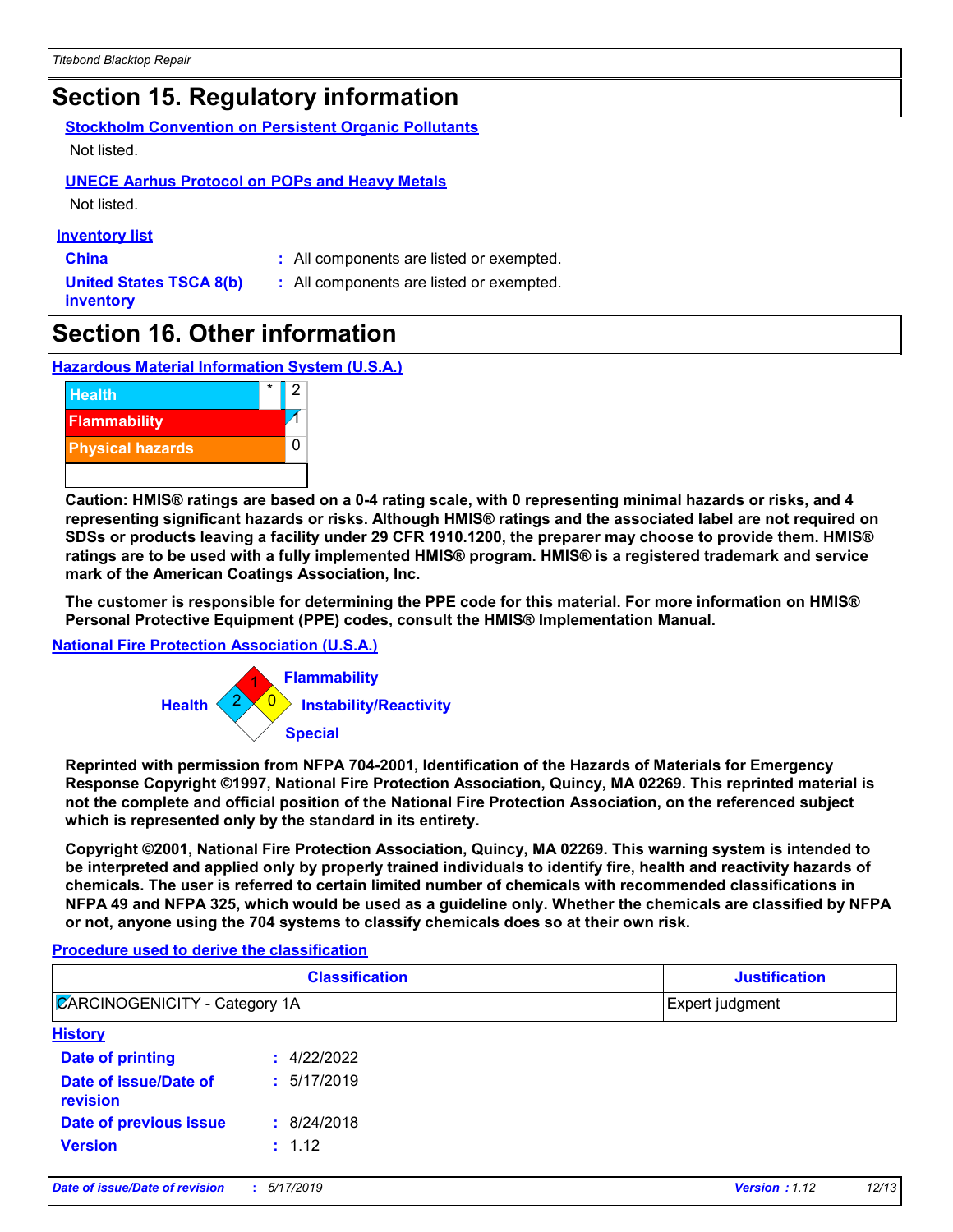# Section 15. Regulatory information

**Stockholm Convention on Persistent Organic Pollutants**

Not listed.

**UNECE Aarhus Protocol on POPs and Heavy Metals**

Not listed.

**Inventory list**

**China** : All components are listed or exempted.

**United States TSCA 8(b) inventory** : All components are listed or exempted.

# Section 16. Other information

**Hazardous Material Information System (U.S.A.)**

| | | |
|---|---|---|
| Health | * | 2 |
| Flammability | | 1 |
| Physical hazards | | 0 |

**Caution: HMIS® ratings are based on a 0-4 rating scale, with 0 representing minimal hazards or risks, and 4 representing significant hazards or risks. Although HMIS® ratings and the associated label are not required on SDSs or products leaving a facility under 29 CFR 1910.1200, the preparer may choose to provide them. HMIS® ratings are to be used with a fully implemented HMIS® program. HMIS® is a registered trademark and service mark of the American Coatings Association, Inc.**

**The customer is responsible for determining the PPE code for this material. For more information on HMIS® Personal Protective Equipment (PPE) codes, consult the HMIS® Implementation Manual.**

**National Fire Protection Association (U.S.A.)**

Health: 2
Flammability: 1
Instability/Reactivity: 0
Special:

**Reprinted with permission from NFPA 704-2001, Identification of the Hazards of Materials for Emergency Response Copyright ©1997, National Fire Protection Association, Quincy, MA 02269. This reprinted material is not the complete and official position of the National Fire Protection Association, on the referenced subject which is represented only by the standard in its entirety.**

**Copyright ©2001, National Fire Protection Association, Quincy, MA 02269. This warning system is intended to be interpreted and applied only by properly trained individuals to identify fire, health and reactivity hazards of chemicals. The user is referred to certain limited number of chemicals with recommended classifications in NFPA 49 and NFPA 325, which would be used as a guideline only. Whether the chemicals are classified by NFPA or not, anyone using the 704 systems to classify chemicals does so at their own risk.**

**Procedure used to derive the classification**

| Classification | Justification |
|---|---|
| CARCINOGENICITY - Category 1A | Expert judgment |

**History**

**Date of printing** : 4/22/2022

**Date of issue/Date of revision** : 5/17/2019

**Date of previous issue** : 8/24/2018

**Version** : 1.12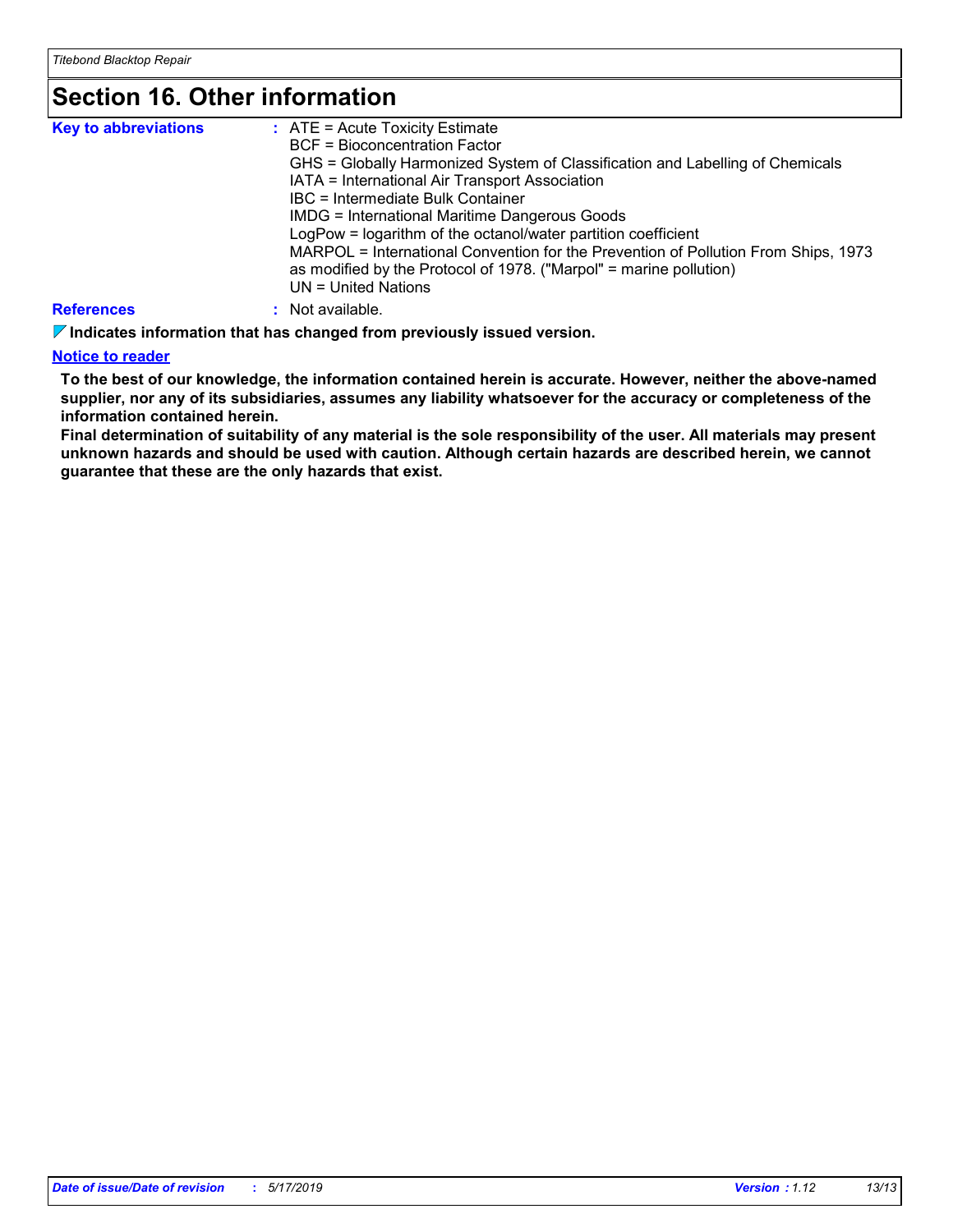## Section 16. Other information

| | |
|---|---|
| **Key to abbreviations** | ATE = Acute Toxicity Estimate<br>BCF = Bioconcentration Factor<br>GHS = Globally Harmonized System of Classification and Labelling of Chemicals<br>IATA = International Air Transport Association<br>IBC = Intermediate Bulk Container<br>IMDG = International Maritime Dangerous Goods<br>LogPow = logarithm of the octanol/water partition coefficient<br>MARPOL = International Convention for the Prevention of Pollution From Ships, 1973 as modified by the Protocol of 1978. ("Marpol" = marine pollution)<br>UN = United Nations |
| **References** | Not available. |

**Indicates information that has changed from previously issued version.**

**Notice to reader**

**To the best of our knowledge, the information contained herein is accurate. However, neither the above-named supplier, nor any of its subsidiaries, assumes any liability whatsoever for the accuracy or completeness of the information contained herein.**

**Final determination of suitability of any material is the sole responsibility of the user. All materials may present unknown hazards and should be used with caution. Although certain hazards are described herein, we cannot guarantee that these are the only hazards that exist.**